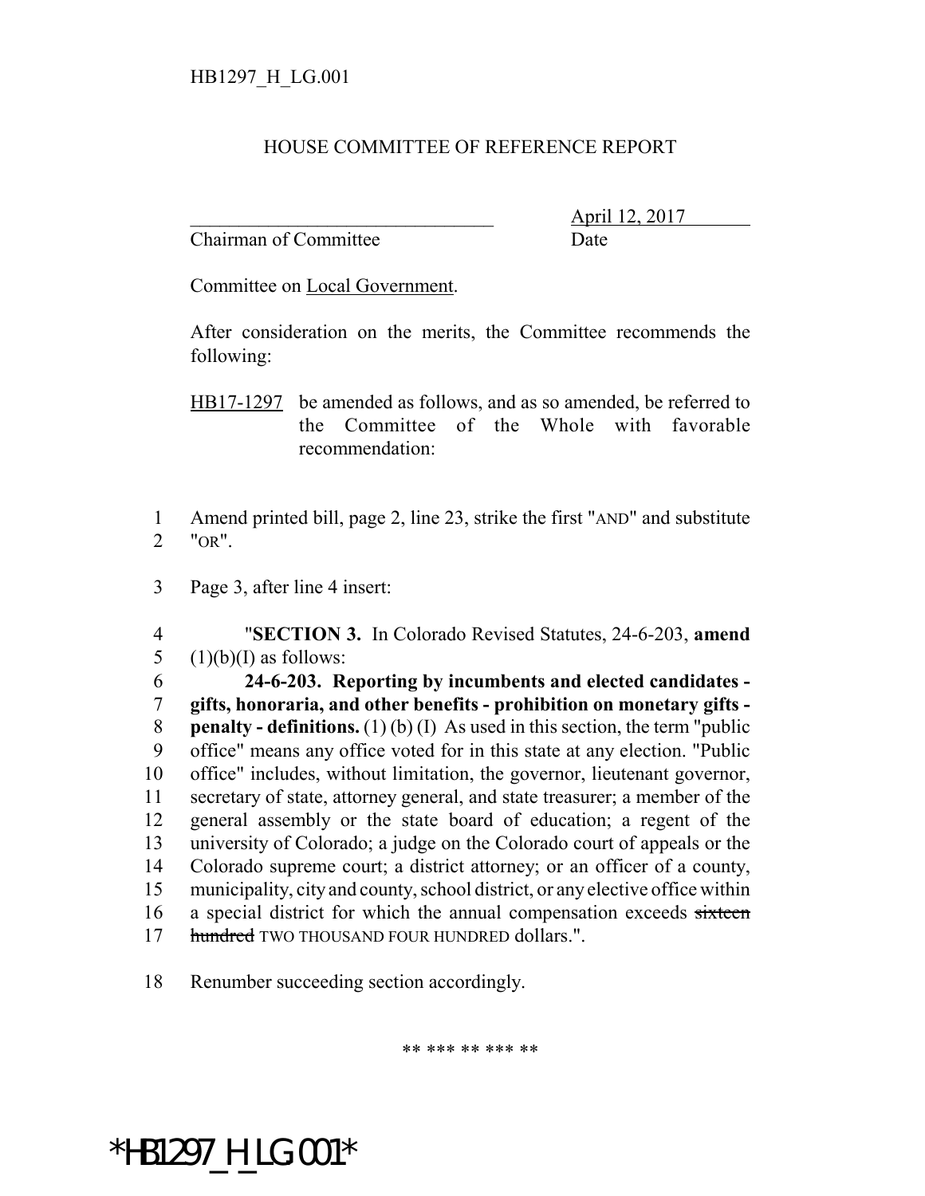HB1297_H_LG.001

# HOUSE COMMITTEE OF REFERENCE REPORT

_______________________________ April 12, 2017
Chairman of Committee Date

Committee on Local Government.

After consideration on the merits, the Committee recommends the following:

HB17-1297 be amended as follows, and as so amended, be referred to the Committee of the Whole with favorable recommendation:

1 Amend printed bill, page 2, line 23, strike the first "AND" and substitute
2 "OR".

3 Page 3, after line 4 insert:

4 "**SECTION 3.** In Colorado Revised Statutes, 24-6-203, **amend**
5 (1)(b)(I) as follows:
6 **24-6-203. Reporting by incumbents and elected candidates -**
7 **gifts, honoraria, and other benefits - prohibition on monetary gifts -**
8 **penalty - definitions.** (1) (b) (I) As used in this section, the term "public
9 office" means any office voted for in this state at any election. "Public
10 office" includes, without limitation, the governor, lieutenant governor,
11 secretary of state, attorney general, and state treasurer; a member of the
12 general assembly or the state board of education; a regent of the
13 university of Colorado; a judge on the Colorado court of appeals or the
14 Colorado supreme court; a district attorney; or an officer of a county,
15 municipality, city and county, school district, or any elective office within
16 a special district for which the annual compensation exceeds ~~sixteen~~
17 ~~hundred~~ TWO THOUSAND FOUR HUNDRED dollars.".

18 Renumber succeeding section accordingly.

** *** ** *** **

*HB1297_H_LG.001*